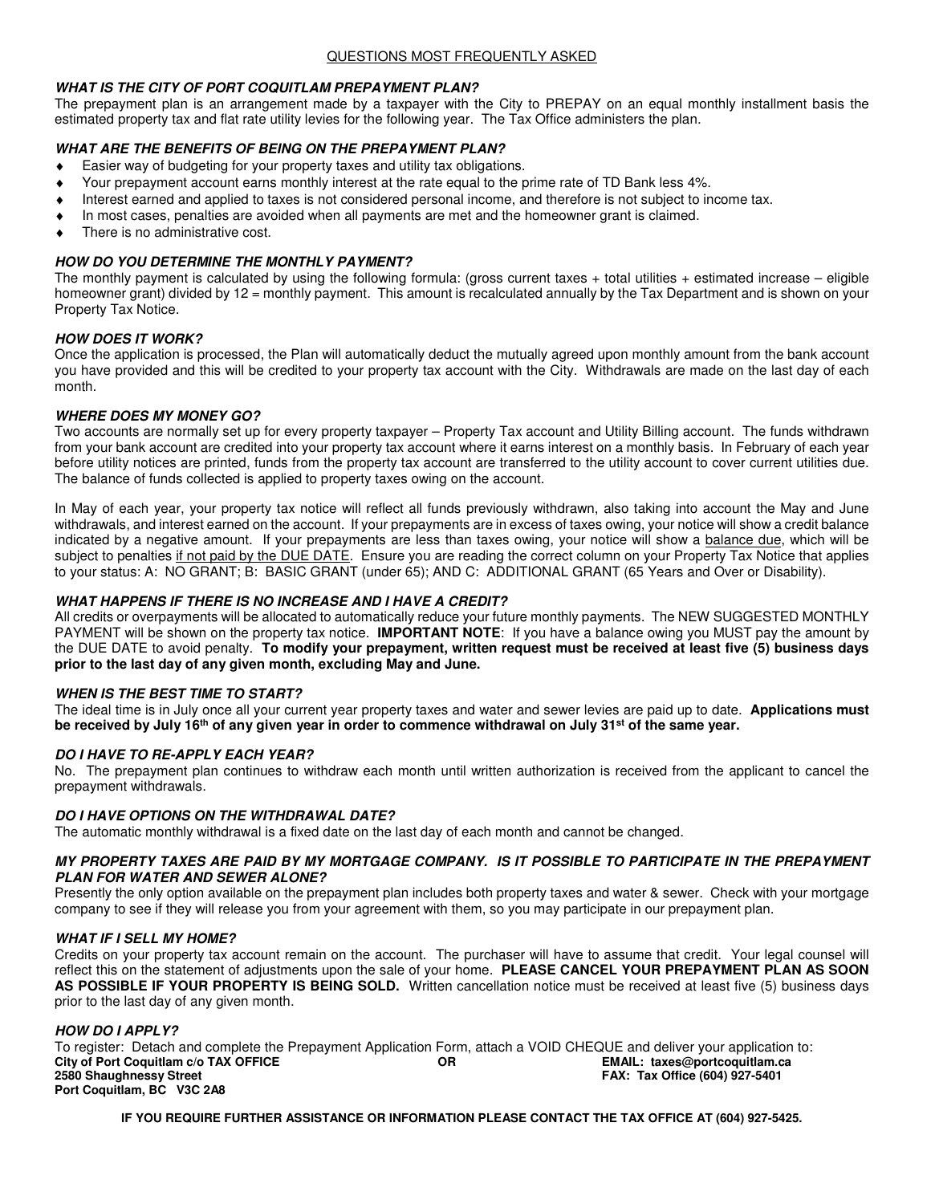# QUESTIONS MOST FREQUENTLY ASKED

### *WHAT IS THE CITY OF PORT COQUITLAM PREPAYMENT PLAN?*

The prepayment plan is an arrangement made by a taxpayer with the City to PREPAY on an equal monthly installment basis the estimated property tax and flat rate utility levies for the following year. The Tax Office administers the plan.

### *WHAT ARE THE BENEFITS OF BEING ON THE PREPAYMENT PLAN?*

- Easier way of budgeting for your property taxes and utility tax obligations.
- Your prepayment account earns monthly interest at the rate equal to the prime rate of TD Bank less 4%.
- Interest earned and applied to taxes is not considered personal income, and therefore is not subject to income tax.
- In most cases, penalties are avoided when all payments are met and the homeowner grant is claimed.
- There is no administrative cost.

### *HOW DO YOU DETERMINE THE MONTHLY PAYMENT?*

The monthly payment is calculated by using the following formula: (gross current taxes + total utilities + estimated increase – eligible homeowner grant) divided by 12 = monthly payment. This amount is recalculated annually by the Tax Department and is shown on your Property Tax Notice.

### *HOW DOES IT WORK?*

Once the application is processed, the Plan will automatically deduct the mutually agreed upon monthly amount from the bank account you have provided and this will be credited to your property tax account with the City. Withdrawals are made on the last day of each month.

### *WHERE DOES MY MONEY GO?*

Two accounts are normally set up for every property taxpayer – Property Tax account and Utility Billing account. The funds withdrawn from your bank account are credited into your property tax account where it earns interest on a monthly basis. In February of each year before utility notices are printed, funds from the property tax account are transferred to the utility account to cover current utilities due. The balance of funds collected is applied to property taxes owing on the account.

In May of each year, your property tax notice will reflect all funds previously withdrawn, also taking into account the May and June withdrawals, and interest earned on the account. If your prepayments are in excess of taxes owing, your notice will show a credit balance indicated by a negative amount. If your prepayments are less than taxes owing, your notice will show a balance due, which will be subject to penalties if not paid by the DUE DATE. Ensure you are reading the correct column on your Property Tax Notice that applies to your status: A: NO GRANT; B: BASIC GRANT (under 65); AND C: ADDITIONAL GRANT (65 Years and Over or Disability).

### *WHAT HAPPENS IF THERE IS NO INCREASE AND I HAVE A CREDIT?*

All credits or overpayments will be allocated to automatically reduce your future monthly payments. The NEW SUGGESTED MONTHLY PAYMENT will be shown on the property tax notice. **IMPORTANT NOTE**: If you have a balance owing you MUST pay the amount by the DUE DATE to avoid penalty. **To modify your prepayment, written request must be received at least five (5) business days prior to the last day of any given month, excluding May and June.**

### *WHEN IS THE BEST TIME TO START?*

The ideal time is in July once all your current year property taxes and water and sewer levies are paid up to date. **Applications must be received by July 16th of any given year in order to commence withdrawal on July 31st of the same year.**

### *DO I HAVE TO RE-APPLY EACH YEAR?*

No. The prepayment plan continues to withdraw each month until written authorization is received from the applicant to cancel the prepayment withdrawals.

### *DO I HAVE OPTIONS ON THE WITHDRAWAL DATE?*

The automatic monthly withdrawal is a fixed date on the last day of each month and cannot be changed.

### *MY PROPERTY TAXES ARE PAID BY MY MORTGAGE COMPANY. IS IT POSSIBLE TO PARTICIPATE IN THE PREPAYMENT PLAN FOR WATER AND SEWER ALONE?*

Presently the only option available on the prepayment plan includes both property taxes and water & sewer. Check with your mortgage company to see if they will release you from your agreement with them, so you may participate in our prepayment plan.

### *WHAT IF I SELL MY HOME?*

Credits on your property tax account remain on the account. The purchaser will have to assume that credit. Your legal counsel will reflect this on the statement of adjustments upon the sale of your home. **PLEASE CANCEL YOUR PREPAYMENT PLAN AS SOON AS POSSIBLE IF YOUR PROPERTY IS BEING SOLD.** Written cancellation notice must be received at least five (5) business days prior to the last day of any given month.

### *HOW DO I APPLY?*

To register: Detach and complete the Prepayment Application Form, attach a VOID CHEQUE and deliver your application to:

**City of Port Coquitlam c/o TAX OFFICE**
**2580 Shaughnessy Street**
**Port Coquitlam, BC V3C 2A8**

**OR**

**EMAIL: taxes@portcoquitlam.ca**
**FAX: Tax Office (604) 927-5401**

**IF YOU REQUIRE FURTHER ASSISTANCE OR INFORMATION PLEASE CONTACT THE TAX OFFICE AT (604) 927-5425.**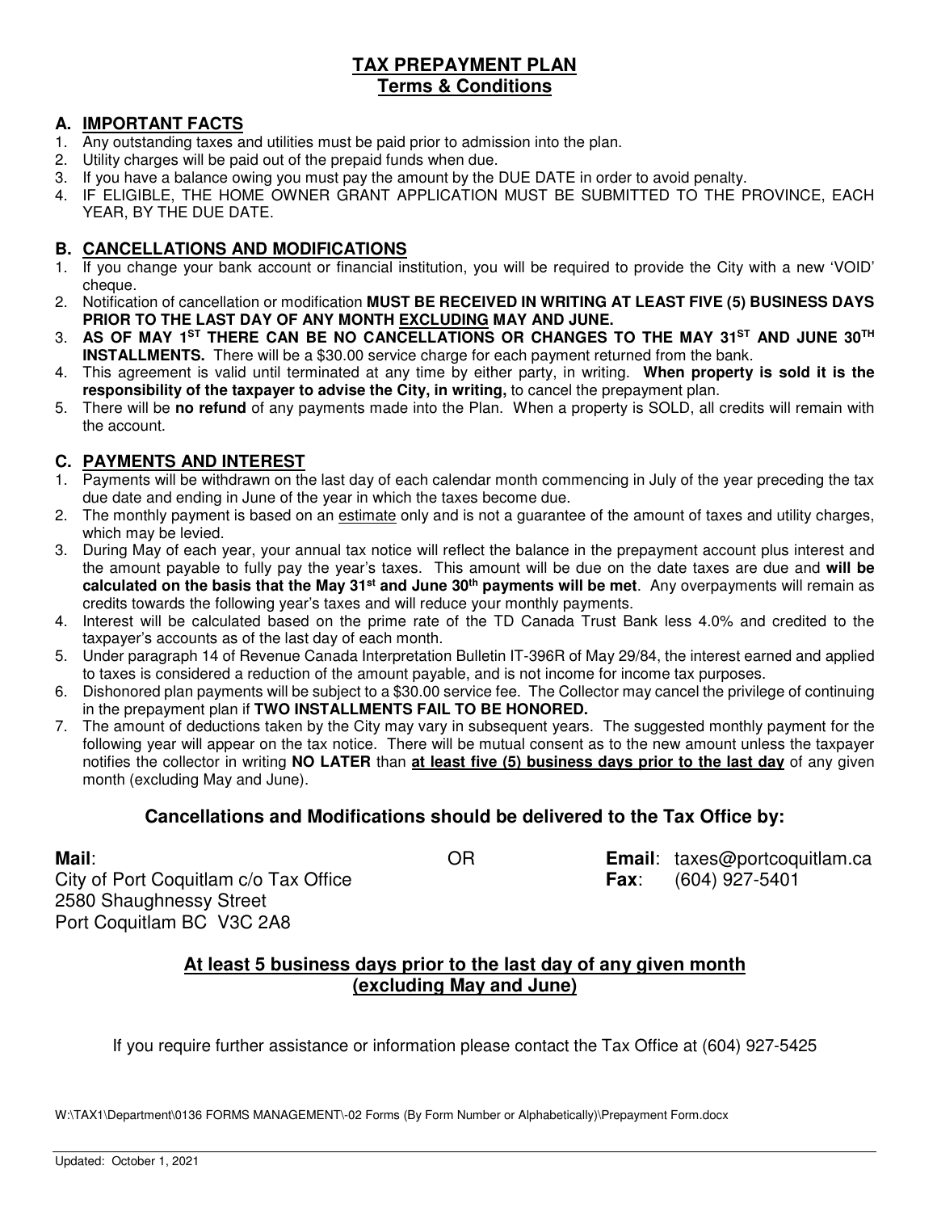# TAX PREPAYMENT PLAN
## Terms & Conditions

### A. IMPORTANT FACTS

1. Any outstanding taxes and utilities must be paid prior to admission into the plan.
2. Utility charges will be paid out of the prepaid funds when due.
3. If you have a balance owing you must pay the amount by the DUE DATE in order to avoid penalty.
4. IF ELIGIBLE, THE HOME OWNER GRANT APPLICATION MUST BE SUBMITTED TO THE PROVINCE, EACH YEAR, BY THE DUE DATE.

### B. CANCELLATIONS AND MODIFICATIONS

1. If you change your bank account or financial institution, you will be required to provide the City with a new 'VOID' cheque.
2. Notification of cancellation or modification **MUST BE RECEIVED IN WRITING AT LEAST FIVE (5) BUSINESS DAYS PRIOR TO THE LAST DAY OF ANY MONTH EXCLUDING MAY AND JUNE.**
3. **AS OF MAY 1ST THERE CAN BE NO CANCELLATIONS OR CHANGES TO THE MAY 31ST AND JUNE 30TH INSTALLMENTS.** There will be a $30.00 service charge for each payment returned from the bank.
4. This agreement is valid until terminated at any time by either party, in writing. **When property is sold it is the responsibility of the taxpayer to advise the City, in writing,** to cancel the prepayment plan.
5. There will be **no refund** of any payments made into the Plan. When a property is SOLD, all credits will remain with the account.

### C. PAYMENTS AND INTEREST

1. Payments will be withdrawn on the last day of each calendar month commencing in July of the year preceding the tax due date and ending in June of the year in which the taxes become due.
2. The monthly payment is based on an estimate only and is not a guarantee of the amount of taxes and utility charges, which may be levied.
3. During May of each year, your annual tax notice will reflect the balance in the prepayment account plus interest and the amount payable to fully pay the year's taxes. This amount will be due on the date taxes are due and **will be calculated on the basis that the May 31st and June 30th payments will be met**. Any overpayments will remain as credits towards the following year's taxes and will reduce your monthly payments.
4. Interest will be calculated based on the prime rate of the TD Canada Trust Bank less 4.0% and credited to the taxpayer's accounts as of the last day of each month.
5. Under paragraph 14 of Revenue Canada Interpretation Bulletin IT-396R of May 29/84, the interest earned and applied to taxes is considered a reduction of the amount payable, and is not income for income tax purposes.
6. Dishonored plan payments will be subject to a $30.00 service fee. The Collector may cancel the privilege of continuing in the prepayment plan if **TWO INSTALLMENTS FAIL TO BE HONORED.**
7. The amount of deductions taken by the City may vary in subsequent years. The suggested monthly payment for the following year will appear on the tax notice. There will be mutual consent as to the new amount unless the taxpayer notifies the collector in writing **NO LATER** than **at least five (5) business days prior to the last day** of any given month (excluding May and June).

## Cancellations and Modifications should be delivered to the Tax Office by:

**Mail**:
City of Port Coquitlam c/o Tax Office
2580 Shaughnessy Street
Port Coquitlam BC V3C 2A8

OR

**Email**: taxes@portcoquitlam.ca
**Fax**: (604) 927-5401

**At least 5 business days prior to the last day of any given month (excluding May and June)**

If you require further assistance or information please contact the Tax Office at (604) 927-5425

W:\TAX1\Department\0136 FORMS MANAGEMENT\-02 Forms (By Form Number or Alphabetically)\Prepayment Form.docx

Updated: October 1, 2021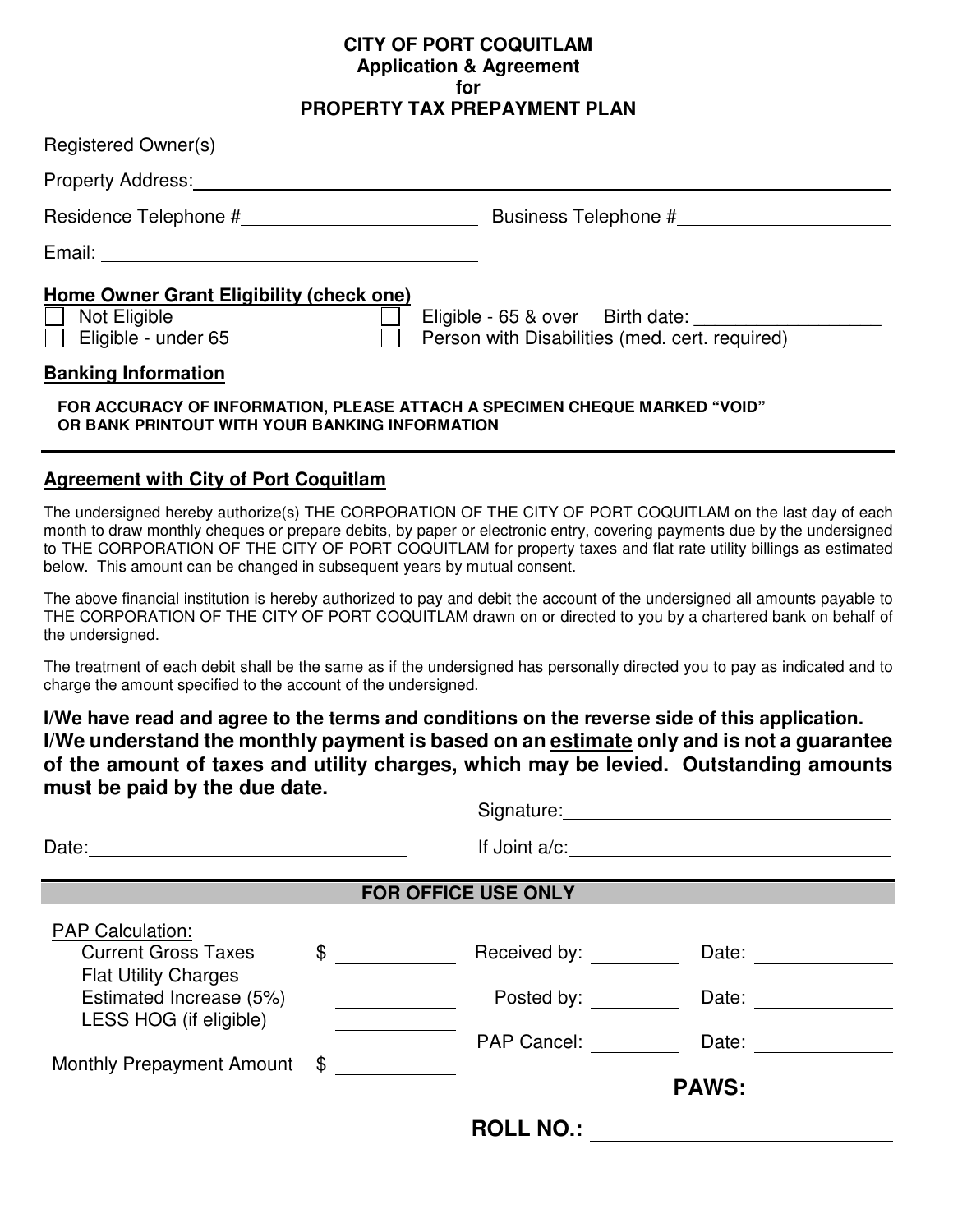# CITY OF PORT COQUITLAM
## Application & Agreement for PROPERTY TAX PREPAYMENT PLAN

Registered Owner(s) ______________________________

Property Address: ______________________________

Residence Telephone # ____________________ Business Telephone # ____________________

Email: ______________________________

**Home Owner Grant Eligibility (check one)**

- ☐ Not Eligible
- ☐ Eligible - under 65
- ☐ Eligible - 65 & over Birth date: ____________________
- ☐ Person with Disabilities (med. cert. required)

**Banking Information**

**FOR ACCURACY OF INFORMATION, PLEASE ATTACH A SPECIMEN CHEQUE MARKED "VOID" OR BANK PRINTOUT WITH YOUR BANKING INFORMATION**

---

**Agreement with City of Port Coquitlam**

The undersigned hereby authorize(s) THE CORPORATION OF THE CITY OF PORT COQUITLAM on the last day of each month to draw monthly cheques or prepare debits, by paper or electronic entry, covering payments due by the undersigned to THE CORPORATION OF THE CITY OF PORT COQUITLAM for property taxes and flat rate utility billings as estimated below. This amount can be changed in subsequent years by mutual consent.

The above financial institution is hereby authorized to pay and debit the account of the undersigned all amounts payable to THE CORPORATION OF THE CITY OF PORT COQUITLAM drawn on or directed to you by a chartered bank on behalf of the undersigned.

The treatment of each debit shall be the same as if the undersigned has personally directed you to pay as indicated and to charge the amount specified to the account of the undersigned.

**I/We have read and agree to the terms and conditions on the reverse side of this application. I/We understand the monthly payment is based on an estimate only and is not a guarantee of the amount of taxes and utility charges, which may be levied. Outstanding amounts must be paid by the due date.**

Signature: ______________________________

Date: ______________________________ If Joint a/c: ______________________________

**FOR OFFICE USE ONLY**

PAP Calculation:

| | | | |
|---|---|---|---|
| Current Gross Taxes | $ ________ | Received by: ________ | Date: ________ |
| Flat Utility Charges | ________ | | |
| Estimated Increase (5%) | ________ | Posted by: ________ | Date: ________ |
| LESS HOG (if eligible) | ________ | | |
| | | PAP Cancel: ________ | Date: ________ |
| Monthly Prepayment Amount | $ ________ | | |

**PAWS:** ________

**ROLL NO.:** ______________________________